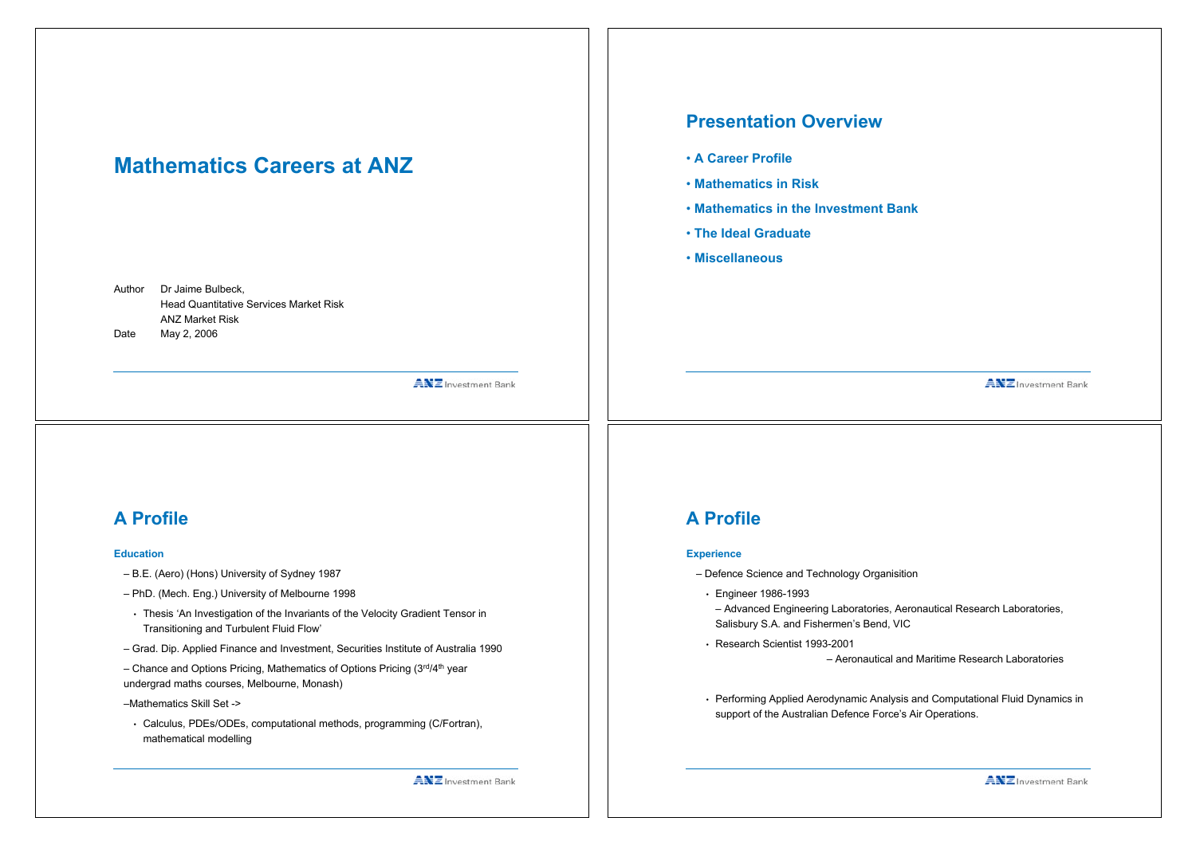# Mathematics Careers at ANZ

Author Dr Jaime Bulbeck,
Head Quantitative Services Market Risk
ANZ Market Risk

Date May 2, 2006

## Presentation Overview

- A Career Profile
- Mathematics in Risk
- Mathematics in the Investment Bank
- The Ideal Graduate
- Miscellaneous

## A Profile

### Education

– B.E. (Aero) (Hons) University of Sydney 1987

– PhD. (Mech. Eng.) University of Melbourne 1998

- Thesis 'An Investigation of the Invariants of the Velocity Gradient Tensor in Transitioning and Turbulent Fluid Flow'

– Grad. Dip. Applied Finance and Investment, Securities Institute of Australia 1990

– Chance and Options Pricing, Mathematics of Options Pricing (3rd/4th year undergrad maths courses, Melbourne, Monash)

–Mathematics Skill Set ->

- Calculus, PDEs/ODEs, computational methods, programming (C/Fortran), mathematical modelling

## A Profile

### Experience

– Defence Science and Technology Organisition

- Engineer 1986-1993
  – Advanced Engineering Laboratories, Aeronautical Research Laboratories, Salisbury S.A. and Fishermen's Bend, VIC
- Research Scientist 1993-2001
  – Aeronautical and Maritime Research Laboratories
- Performing Applied Aerodynamic Analysis and Computational Fluid Dynamics in support of the Australian Defence Force's Air Operations.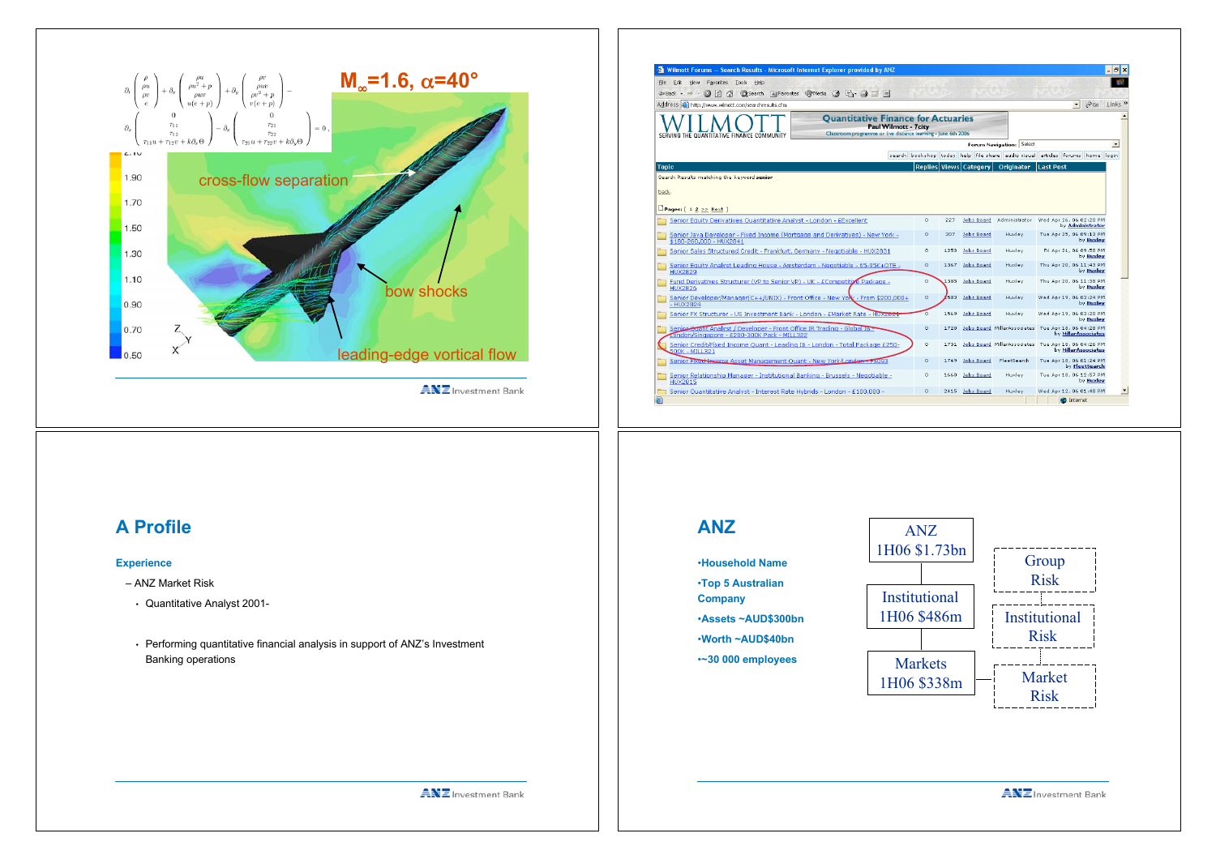$$\partial_t \begin{pmatrix} \rho \\ \rho u \\ \rho v \\ e \end{pmatrix} + \partial_x \begin{pmatrix} \rho u \\ \rho u^2 + p \\ \rho u v \\ u(e+p) \end{pmatrix} + \partial_y \begin{pmatrix} \rho v \\ \rho u v \\ \rho v^2 + p \\ v(e+p) \end{pmatrix} -$$

$$\partial_x \begin{pmatrix} 0 \\ \tau_{11} \\ \tau_{12} \\ \tau_{11} u + \tau_{12} v + k \partial_x \Theta \end{pmatrix} - \partial_x \begin{pmatrix} 0 \\ \tau_{21} \\ \tau_{22} \\ \tau_{21} u + \tau_{22} v + k \partial_y \Theta \end{pmatrix} = 0,$$

$M_\infty = 1.6$, $\alpha = 40°$

cross-flow separation

bow shocks

leading-edge vortical flow

---

Wilmott Forums -- Search Results

---

## A Profile

**Experience**

– ANZ Market Risk

- Quantitative Analyst 2001-
- Performing quantitative financial analysis in support of ANZ's Investment Banking operations

---

## ANZ

- **Household Name**
- **Top 5 Australian Company**
- **Assets ~AUD$300bn**
- **Worth ~AUD$40bn**
- **~30 000 employees**

ANZ 1H06 $1.73bn

Institutional 1H06 $486m

Markets 1H06 $338m

Group Risk

Institutional Risk

Market Risk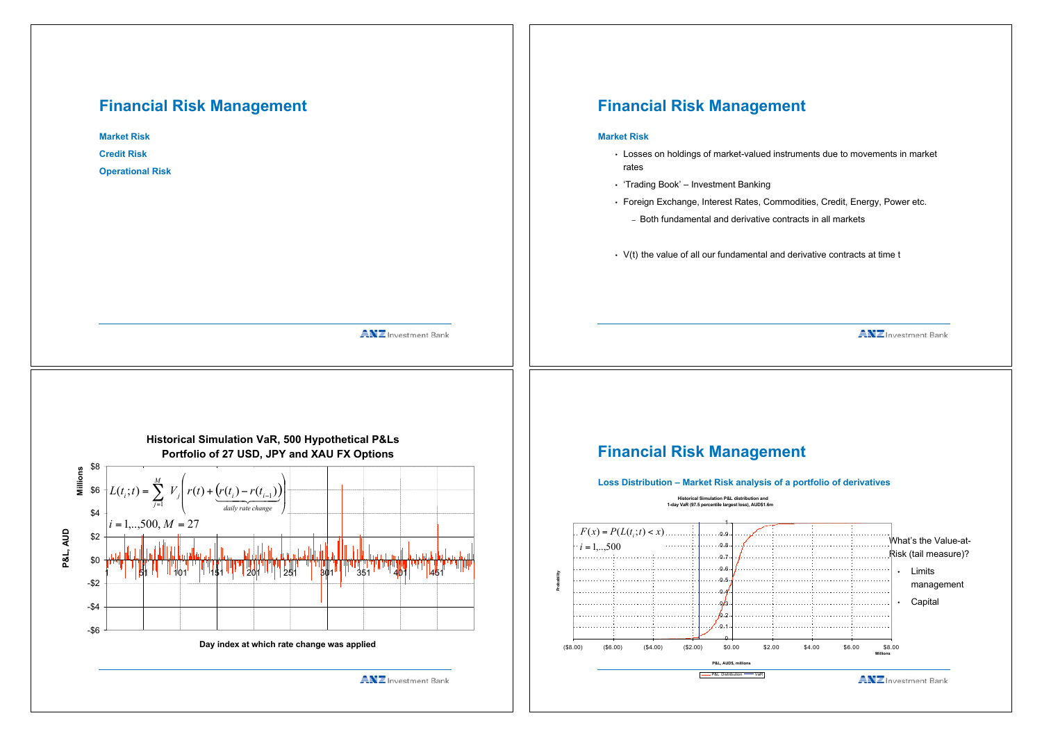# Financial Risk Management

**Market Risk**

**Credit Risk**

**Operational Risk**

# Financial Risk Management

**Market Risk**

- Losses on holdings of market-valued instruments due to movements in market rates
- 'Trading Book' – Investment Banking
- Foreign Exchange, Interest Rates, Commodities, Credit, Energy, Power etc.
  - Both fundamental and derivative contracts in all markets
- V(t) the value of all our fundamental and derivative contracts at time t

**Historical Simulation VaR, 500 Hypothetical P&Ls**
**Portfolio of 27 USD, JPY and XAU FX Options**

$$L(t_i;t) = \sum_{j=1}^{M} V_j\left(r(t) + \underbrace{\left(r(t_i) - r(t_{i-1})\right)}_{\text{daily rate change}}\right)$$

$$i = 1,..,500,\ M = 27$$

P&L, AUD (Millions)

Day index at which rate change was applied

# Financial Risk Management

**Loss Distribution – Market Risk analysis of a portfolio of derivatives**

Historical Simulation P&L distribution and 1-day VaR (97.5 percentile largest loss), AUD$1.6m

$$F(x) = P(L(t_i;t) < x)$$

$$i = 1,..,500$$

P&L, AUD$, millions

What's the Value-at-Risk (tail measure)?

- Limits management
- Capital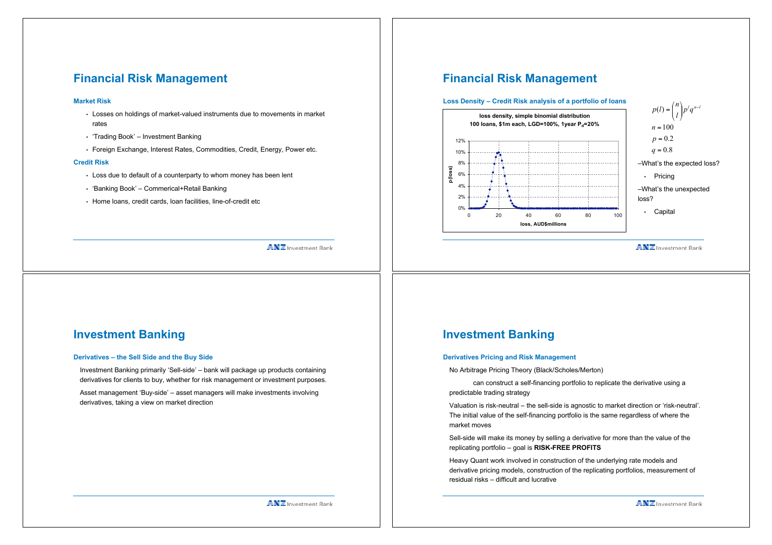## Financial Risk Management

### Market Risk

- Losses on holdings of market-valued instruments due to movements in market rates
- 'Trading Book' – Investment Banking
- Foreign Exchange, Interest Rates, Commodities, Credit, Energy, Power etc.

### Credit Risk

- Loss due to default of a counterparty to whom money has been lent
- 'Banking Book' – Commerical+Retail Banking
- Home loans, credit cards, loan facilities, line-of-credit etc

## Financial Risk Management

### Loss Density – Credit Risk analysis of a portfolio of loans

**loss density, simple binomial distribution**
**100 loans, $1m each, LGD=100%, 1year $P_d$=20%**

(Chart: p(loss) vs loss, AUD$millions; y-axis 0%–12%, x-axis 0–100)

$$p(l) = \binom{n}{l} p^l q^{n-l}$$

$$n = 100$$

$$p = 0.2$$

$$q = 0.8$$

–What's the expected loss?

- Pricing

–What's the unexpected loss?

- Capital

## Investment Banking

### Derivatives – the Sell Side and the Buy Side

Investment Banking primarily 'Sell-side' – bank will package up products containing derivatives for clients to buy, whether for risk management or investment purposes.

Asset management 'Buy-side' – asset managers will make investments involving derivatives, taking a view on market direction

## Investment Banking

### Derivatives Pricing and Risk Management

No Arbitrage Pricing Theory (Black/Scholes/Merton)

can construct a self-financing portfolio to replicate the derivative using a predictable trading strategy

Valuation is risk-neutral – the sell-side is agnostic to market direction or 'risk-neutral'. The initial value of the self-financing portfolio is the same regardless of where the market moves

Sell-side will make its money by selling a derivative for more than the value of the replicating portfolio – goal is **RISK-FREE PROFITS**

Heavy Quant work involved in construction of the underlying rate models and derivative pricing models, construction of the replicating portfolios, measurement of residual risks – difficult and lucrative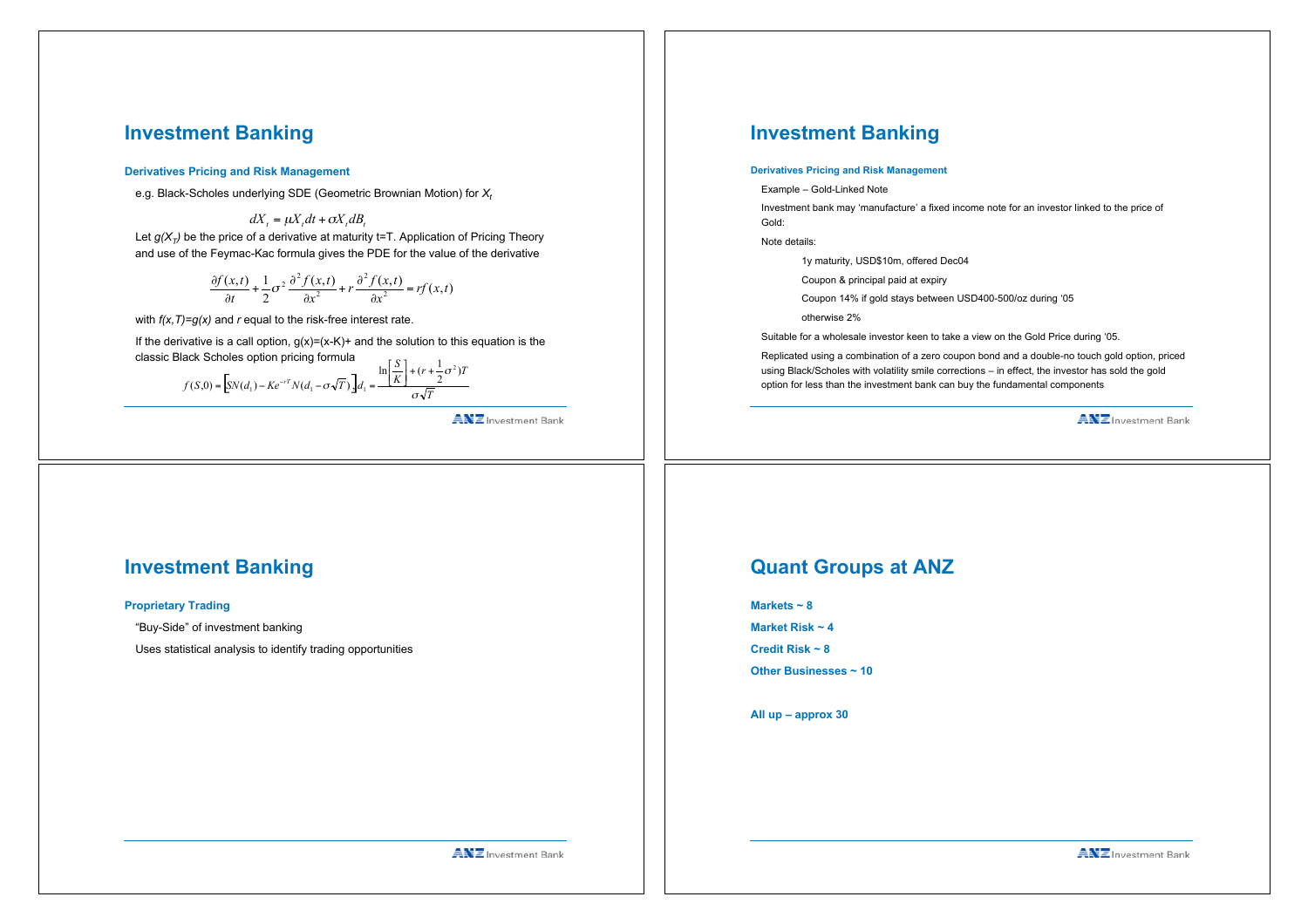## Investment Banking

### Derivatives Pricing and Risk Management

e.g. Black-Scholes underlying SDE (Geometric Brownian Motion) for $X_t$

$$dX_t = \mu X_t dt + \sigma X_t dB_t$$

Let $g(X_T)$ be the price of a derivative at maturity t=T. Application of Pricing Theory and use of the Feymac-Kac formula gives the PDE for the value of the derivative

$$\frac{\partial f(x,t)}{\partial t} + \frac{1}{2}\sigma^2 \frac{\partial^2 f(x,t)}{\partial x^2} + r\frac{\partial^2 f(x,t)}{\partial x^2} = rf(x,t)$$

with $f(x,T)=g(x)$ and $r$ equal to the risk-free interest rate.

If the derivative is a call option, $g(x)=(x-K)+$ and the solution to this equation is the classic Black Scholes option pricing formula

$$f(S,0) = \left[SN(d_1) - Ke^{-rT}N(d_1 - \sigma\sqrt{T})\right], d_1 = \frac{\ln\left[\frac{S}{K}\right] + (r + \frac{1}{2}\sigma^2)T}{\sigma\sqrt{T}}$$

## Investment Banking

### Derivatives Pricing and Risk Management

Example – Gold-Linked Note

Investment bank may 'manufacture' a fixed income note for an investor linked to the price of Gold:

Note details:

- 1y maturity, USD$10m, offered Dec04
- Coupon & principal paid at expiry
- Coupon 14% if gold stays between USD400-500/oz during '05
- otherwise 2%

Suitable for a wholesale investor keen to take a view on the Gold Price during '05.

Replicated using a combination of a zero coupon bond and a double-no touch gold option, priced using Black/Scholes with volatility smile corrections – in effect, the investor has sold the gold option for less than the investment bank can buy the fundamental components

## Investment Banking

### Proprietary Trading

"Buy-Side" of investment banking

Uses statistical analysis to identify trading opportunities

## Quant Groups at ANZ

**Markets ~ 8**

**Market Risk ~ 4**

**Credit Risk ~ 8**

**Other Businesses ~ 10**

**All up – approx 30**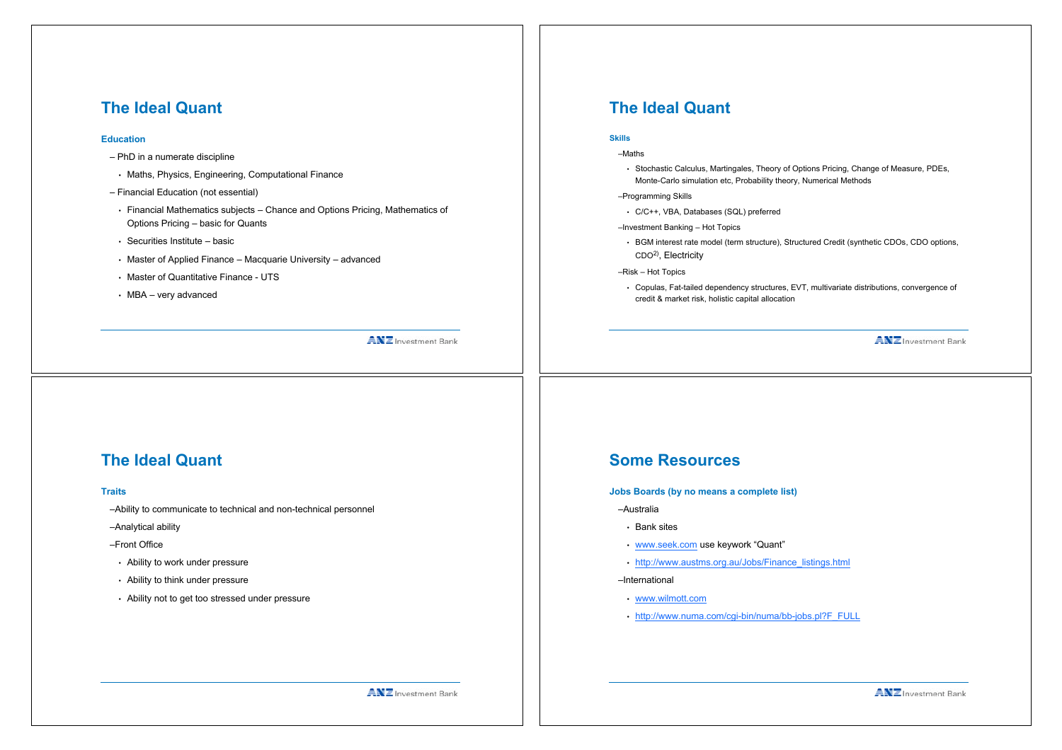## The Ideal Quant

### Education

- PhD in a numerate discipline
  - Maths, Physics, Engineering, Computational Finance
- Financial Education (not essential)
  - Financial Mathematics subjects – Chance and Options Pricing, Mathematics of Options Pricing – basic for Quants
  - Securities Institute – basic
  - Master of Applied Finance – Macquarie University – advanced
  - Master of Quantitative Finance - UTS
  - MBA – very advanced

## The Ideal Quant

### Skills

- Maths
  - Stochastic Calculus, Martingales, Theory of Options Pricing, Change of Measure, PDEs, Monte-Carlo simulation etc, Probability theory, Numerical Methods
- Programming Skills
  - C/C++, VBA, Databases (SQL) preferred
- Investment Banking – Hot Topics
  - BGM interest rate model (term structure), Structured Credit (synthetic CDOs, CDO options, $CDO^2$), Electricity
- Risk – Hot Topics
  - Copulas, Fat-tailed dependency structures, EVT, multivariate distributions, convergence of credit & market risk, holistic capital allocation

## The Ideal Quant

### Traits

- Ability to communicate to technical and non-technical personnel
- Analytical ability
- Front Office
  - Ability to work under pressure
  - Ability to think under pressure
  - Ability not to get too stressed under pressure

## Some Resources

### Jobs Boards (by no means a complete list)

- Australia
  - Bank sites
  - www.seek.com use keyword “Quant”
  - http://www.austms.org.au/Jobs/Finance_listings.html
- International
  - www.wilmott.com
  - http://www.numa.com/cgi-bin/numa/bb-jobs.pl?F_FULL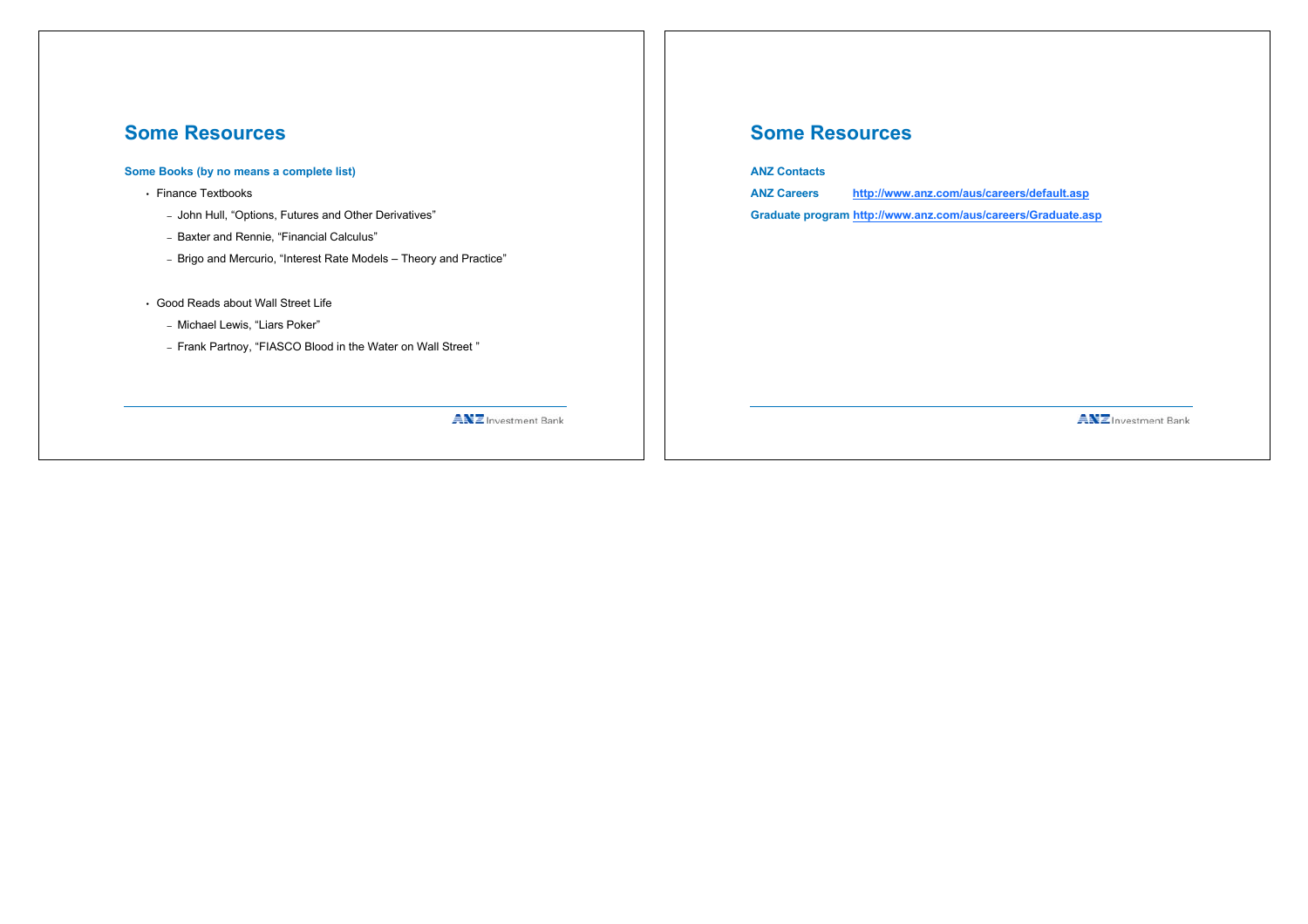## Some Resources

**Some Books (by no means a complete list)**

- Finance Textbooks
  - John Hull, “Options, Futures and Other Derivatives”
  - Baxter and Rennie, “Financial Calculus”
  - Brigo and Mercurio, “Interest Rate Models – Theory and Practice”

- Good Reads about Wall Street Life
  - Michael Lewis, “Liars Poker”
  - Frank Partnoy, “FIASCO Blood in the Water on Wall Street ”

## Some Resources

**ANZ Contacts**

**ANZ Careers** **http://www.anz.com/aus/careers/default.asp**

**Graduate program** **http://www.anz.com/aus/careers/Graduate.asp**